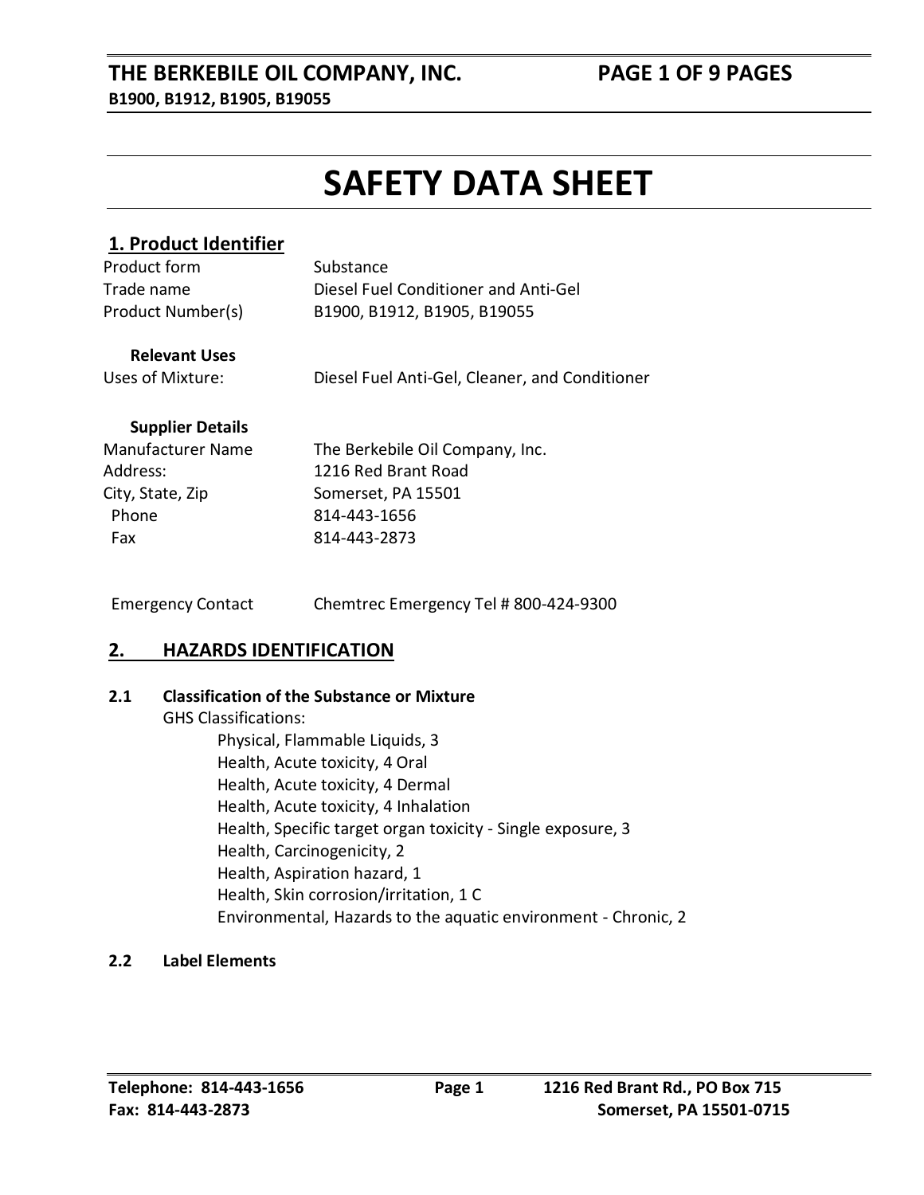# SAFETY DATA SHEET

## 1. Product Identifier

| | |
|---|---|
| Product form | Substance |
| Trade name | Diesel Fuel Conditioner and Anti-Gel |
| Product Number(s) | B1900, B1912, B1905, B19055 |

**Relevant Uses**

| | |
|---|---|
| Uses of Mixture: | Diesel Fuel Anti-Gel, Cleaner, and Conditioner |

**Supplier Details**

| | |
|---|---|
| Manufacturer Name | The Berkebile Oil Company, Inc. |
| Address: | 1216 Red Brant Road |
| City, State, Zip | Somerset, PA 15501 |
| Phone | 814-443-1656 |
| Fax | 814-443-2873 |

| | |
|---|---|
| Emergency Contact | Chemtrec Emergency Tel # 800-424-9300 |

## 2. HAZARDS IDENTIFICATION

### 2.1 Classification of the Substance or Mixture

GHS Classifications:

- Physical, Flammable Liquids, 3
- Health, Acute toxicity, 4 Oral
- Health, Acute toxicity, 4 Dermal
- Health, Acute toxicity, 4 Inhalation
- Health, Specific target organ toxicity - Single exposure, 3
- Health, Carcinogenicity, 2
- Health, Aspiration hazard, 1
- Health, Skin corrosion/irritation, 1 C
- Environmental, Hazards to the aquatic environment - Chronic, 2

### 2.2 Label Elements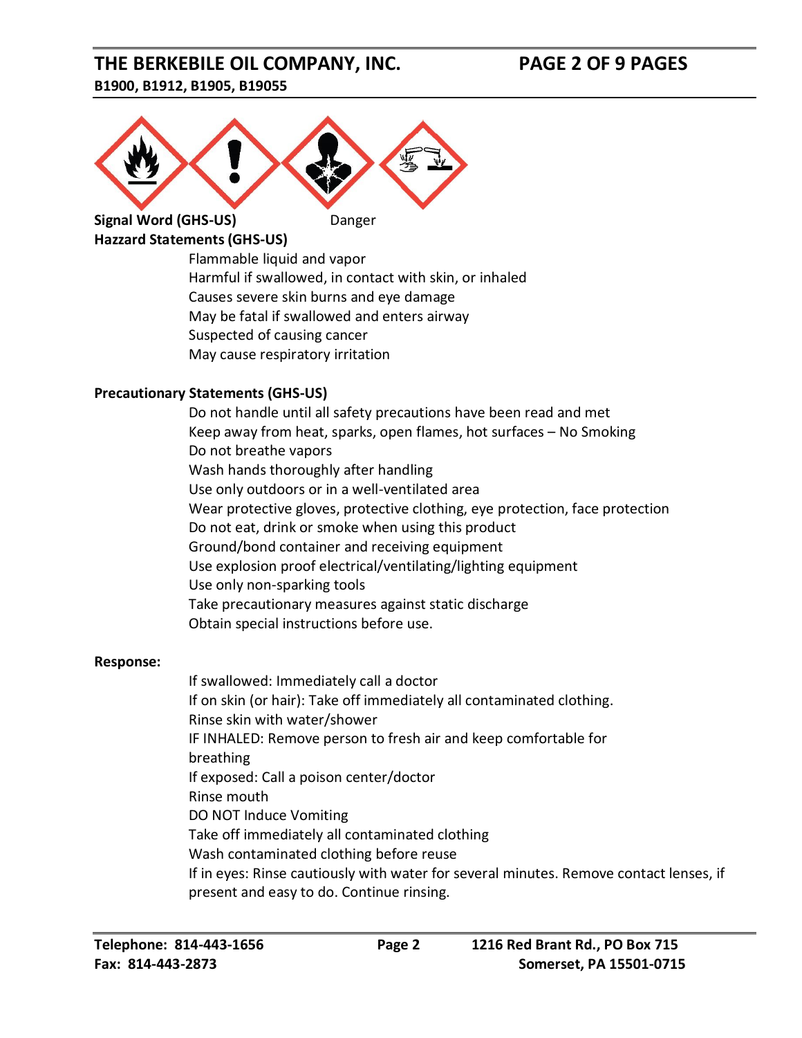**Signal Word (GHS-US)** Danger

**Hazzard Statements (GHS-US)**

Flammable liquid and vapor
Harmful if swallowed, in contact with skin, or inhaled
Causes severe skin burns and eye damage
May be fatal if swallowed and enters airway
Suspected of causing cancer
May cause respiratory irritation

**Precautionary Statements (GHS-US)**

Do not handle until all safety precautions have been read and met
Keep away from heat, sparks, open flames, hot surfaces – No Smoking
Do not breathe vapors
Wash hands thoroughly after handling
Use only outdoors or in a well-ventilated area
Wear protective gloves, protective clothing, eye protection, face protection
Do not eat, drink or smoke when using this product
Ground/bond container and receiving equipment
Use explosion proof electrical/ventilating/lighting equipment
Use only non-sparking tools
Take precautionary measures against static discharge
Obtain special instructions before use.

**Response:**

If swallowed: Immediately call a doctor
If on skin (or hair): Take off immediately all contaminated clothing.
Rinse skin with water/shower
IF INHALED: Remove person to fresh air and keep comfortable for breathing
If exposed: Call a poison center/doctor
Rinse mouth
DO NOT Induce Vomiting
Take off immediately all contaminated clothing
Wash contaminated clothing before reuse
If in eyes: Rinse cautiously with water for several minutes. Remove contact lenses, if present and easy to do. Continue rinsing.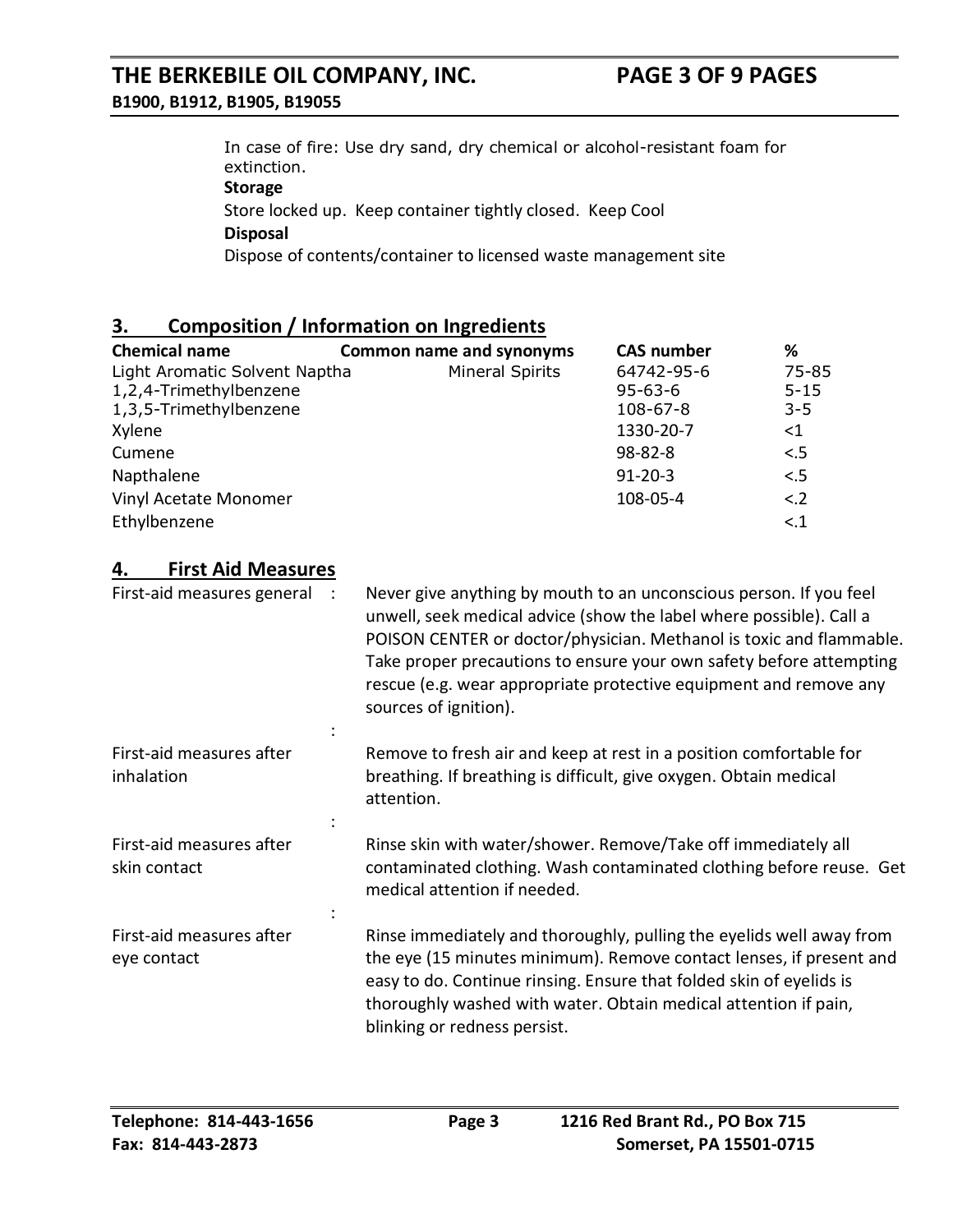In case of fire: Use dry sand, dry chemical or alcohol-resistant foam for extinction.

**Storage**

Store locked up. Keep container tightly closed. Keep Cool

**Disposal**

Dispose of contents/container to licensed waste management site

## 3. Composition / Information on Ingredients

| Chemical name | Common name and synonyms | CAS number | % |
|---|---|---|---|
| Light Aromatic Solvent Naptha | Mineral Spirits | 64742-95-6 | 75-85 |
| 1,2,4-Trimethylbenzene | | 95-63-6 | 5-15 |
| 1,3,5-Trimethylbenzene | | 108-67-8 | 3-5 |
| Xylene | | 1330-20-7 | <1 |
| Cumene | | 98-82-8 | <.5 |
| Napthalene | | 91-20-3 | <.5 |
| Vinyl Acetate Monomer | | 108-05-4 | <.2 |
| Ethylbenzene | | | <.1 |

## 4. First Aid Measures

First-aid measures general : Never give anything by mouth to an unconscious person. If you feel unwell, seek medical advice (show the label where possible). Call a POISON CENTER or doctor/physician. Methanol is toxic and flammable. Take proper precautions to ensure your own safety before attempting rescue (e.g. wear appropriate protective equipment and remove any sources of ignition).

First-aid measures after inhalation : Remove to fresh air and keep at rest in a position comfortable for breathing. If breathing is difficult, give oxygen. Obtain medical attention.

First-aid measures after skin contact : Rinse skin with water/shower. Remove/Take off immediately all contaminated clothing. Wash contaminated clothing before reuse. Get medical attention if needed.

First-aid measures after eye contact : Rinse immediately and thoroughly, pulling the eyelids well away from the eye (15 minutes minimum). Remove contact lenses, if present and easy to do. Continue rinsing. Ensure that folded skin of eyelids is thoroughly washed with water. Obtain medical attention if pain, blinking or redness persist.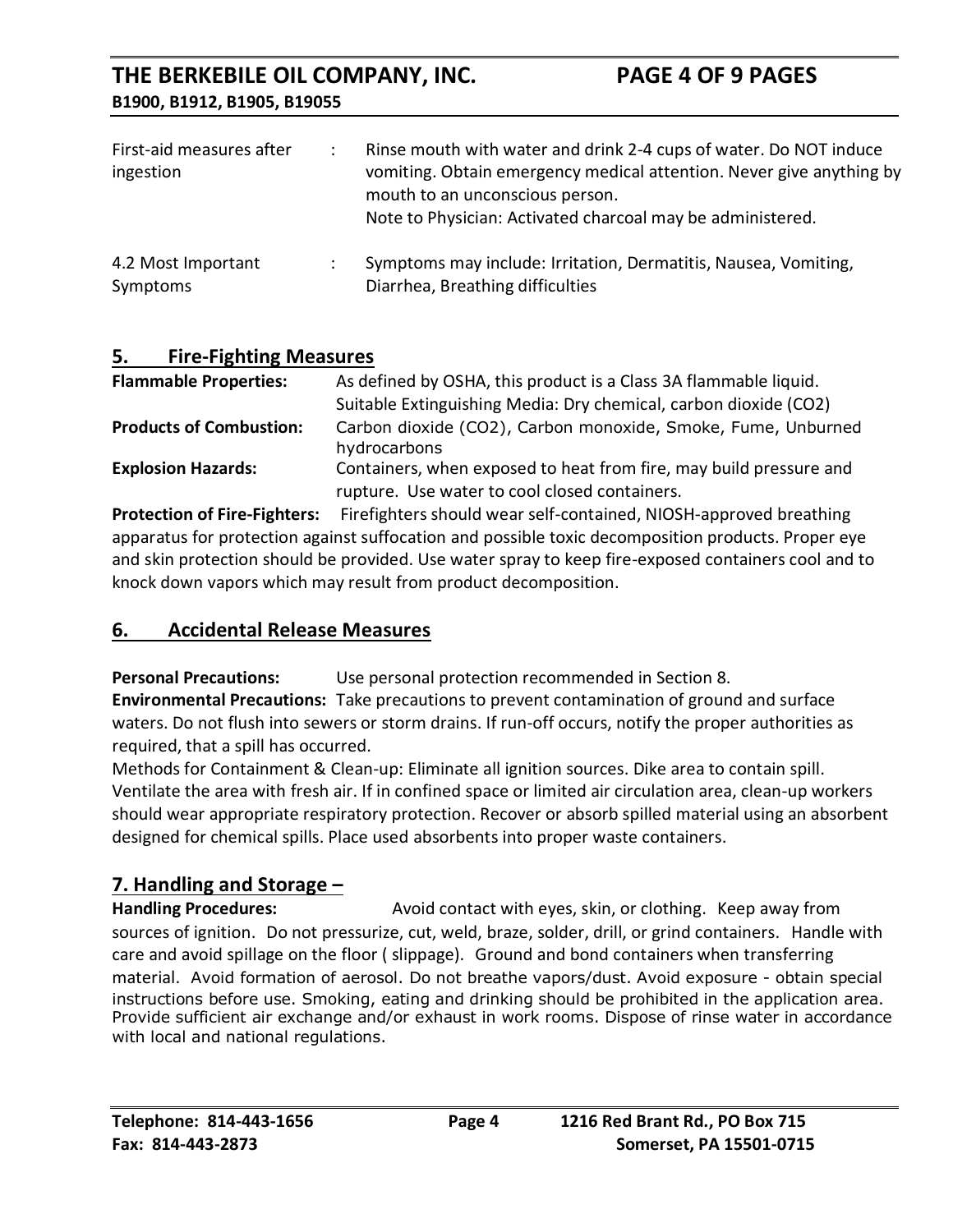First-aid measures after ingestion : Rinse mouth with water and drink 2-4 cups of water. Do NOT induce vomiting. Obtain emergency medical attention. Never give anything by mouth to an unconscious person.
Note to Physician: Activated charcoal may be administered.

4.2 Most Important Symptoms : Symptoms may include: Irritation, Dermatitis, Nausea, Vomiting, Diarrhea, Breathing difficulties

## 5. Fire-Fighting Measures

**Flammable Properties:** As defined by OSHA, this product is a Class 3A flammable liquid. Suitable Extinguishing Media: Dry chemical, carbon dioxide ($CO_2$)

**Products of Combustion:** Carbon dioxide ($CO_2$), Carbon monoxide, Smoke, Fume, Unburned hydrocarbons

**Explosion Hazards:** Containers, when exposed to heat from fire, may build pressure and rupture. Use water to cool closed containers.

**Protection of Fire-Fighters:** Firefighters should wear self-contained, NIOSH-approved breathing apparatus for protection against suffocation and possible toxic decomposition products. Proper eye and skin protection should be provided. Use water spray to keep fire-exposed containers cool and to knock down vapors which may result from product decomposition.

## 6. Accidental Release Measures

**Personal Precautions:** Use personal protection recommended in Section 8.

**Environmental Precautions:** Take precautions to prevent contamination of ground and surface waters. Do not flush into sewers or storm drains. If run-off occurs, notify the proper authorities as required, that a spill has occurred.

Methods for Containment & Clean-up: Eliminate all ignition sources. Dike area to contain spill. Ventilate the area with fresh air. If in confined space or limited air circulation area, clean-up workers should wear appropriate respiratory protection. Recover or absorb spilled material using an absorbent designed for chemical spills. Place used absorbents into proper waste containers.

## 7. Handling and Storage –

**Handling Procedures:** Avoid contact with eyes, skin, or clothing. Keep away from sources of ignition. Do not pressurize, cut, weld, braze, solder, drill, or grind containers. Handle with care and avoid spillage on the floor ( slippage). Ground and bond containers when transferring material. Avoid formation of aerosol. Do not breathe vapors/dust. Avoid exposure - obtain special instructions before use. Smoking, eating and drinking should be prohibited in the application area. Provide sufficient air exchange and/or exhaust in work rooms. Dispose of rinse water in accordance with local and national regulations.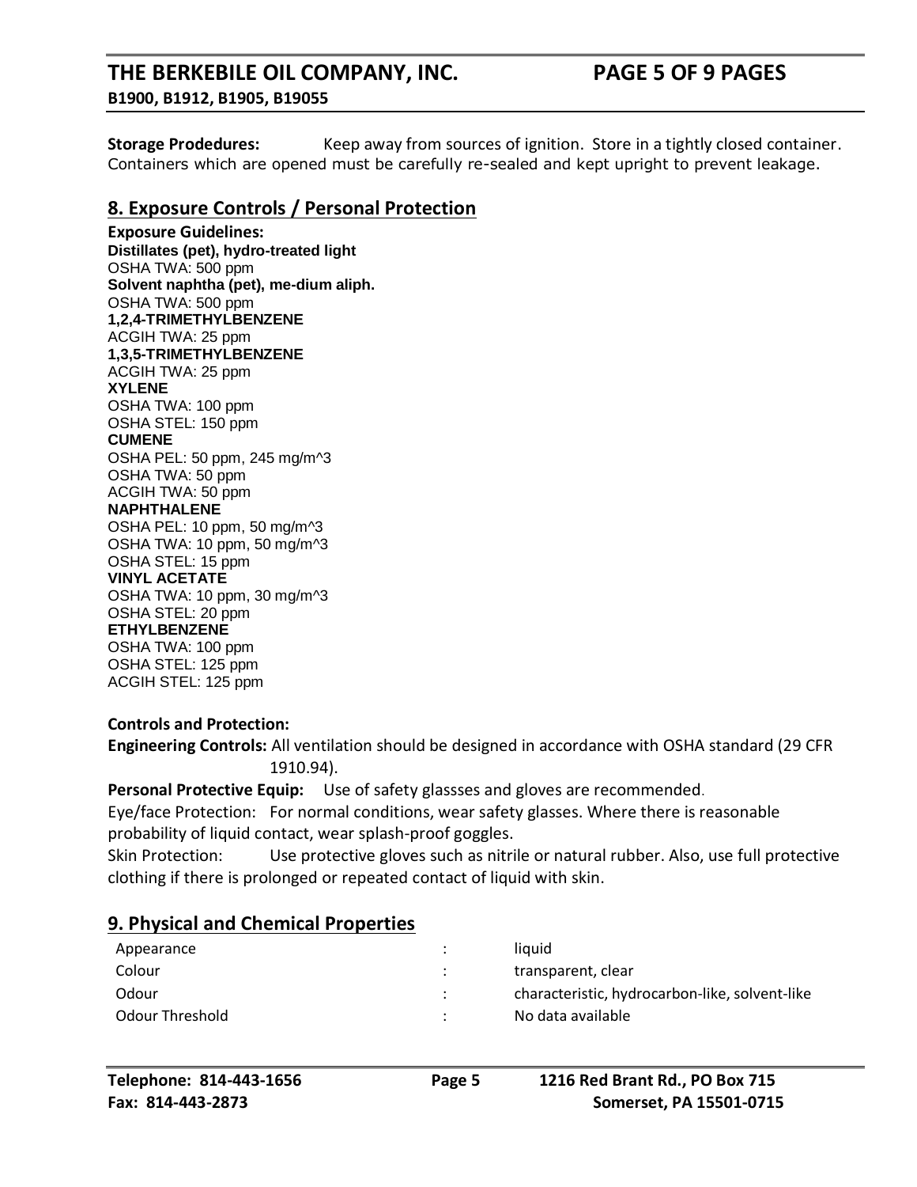**Storage Prodedures:** Keep away from sources of ignition. Store in a tightly closed container. Containers which are opened must be carefully re-sealed and kept upright to prevent leakage.

## 8. Exposure Controls / Personal Protection

**Exposure Guidelines:**
**Distillates (pet), hydro-treated light**
OSHA TWA: 500 ppm
**Solvent naphtha (pet), me-dium aliph.**
OSHA TWA: 500 ppm
**1,2,4-TRIMETHYLBENZENE**
ACGIH TWA: 25 ppm
**1,3,5-TRIMETHYLBENZENE**
ACGIH TWA: 25 ppm
**XYLENE**
OSHA TWA: 100 ppm
OSHA STEL: 150 ppm
**CUMENE**
OSHA PEL: 50 ppm, 245 mg/m^3
OSHA TWA: 50 ppm
ACGIH TWA: 50 ppm
**NAPHTHALENE**
OSHA PEL: 10 ppm, 50 mg/m^3
OSHA TWA: 10 ppm, 50 mg/m^3
OSHA STEL: 15 ppm
**VINYL ACETATE**
OSHA TWA: 10 ppm, 30 mg/m^3
OSHA STEL: 20 ppm
**ETHYLBENZENE**
OSHA TWA: 100 ppm
OSHA STEL: 125 ppm
ACGIH STEL: 125 ppm

**Controls and Protection:**

**Engineering Controls:** All ventilation should be designed in accordance with OSHA standard (29 CFR 1910.94).

**Personal Protective Equip:** Use of safety glassses and gloves are recommended.

Eye/face Protection: For normal conditions, wear safety glasses. Where there is reasonable probability of liquid contact, wear splash-proof goggles.

Skin Protection: Use protective gloves such as nitrile or natural rubber. Also, use full protective clothing if there is prolonged or repeated contact of liquid with skin.

## 9. Physical and Chemical Properties

| | | |
|---|---|---|
| Appearance | : | liquid |
| Colour | : | transparent, clear |
| Odour | : | characteristic, hydrocarbon-like, solvent-like |
| Odour Threshold | : | No data available |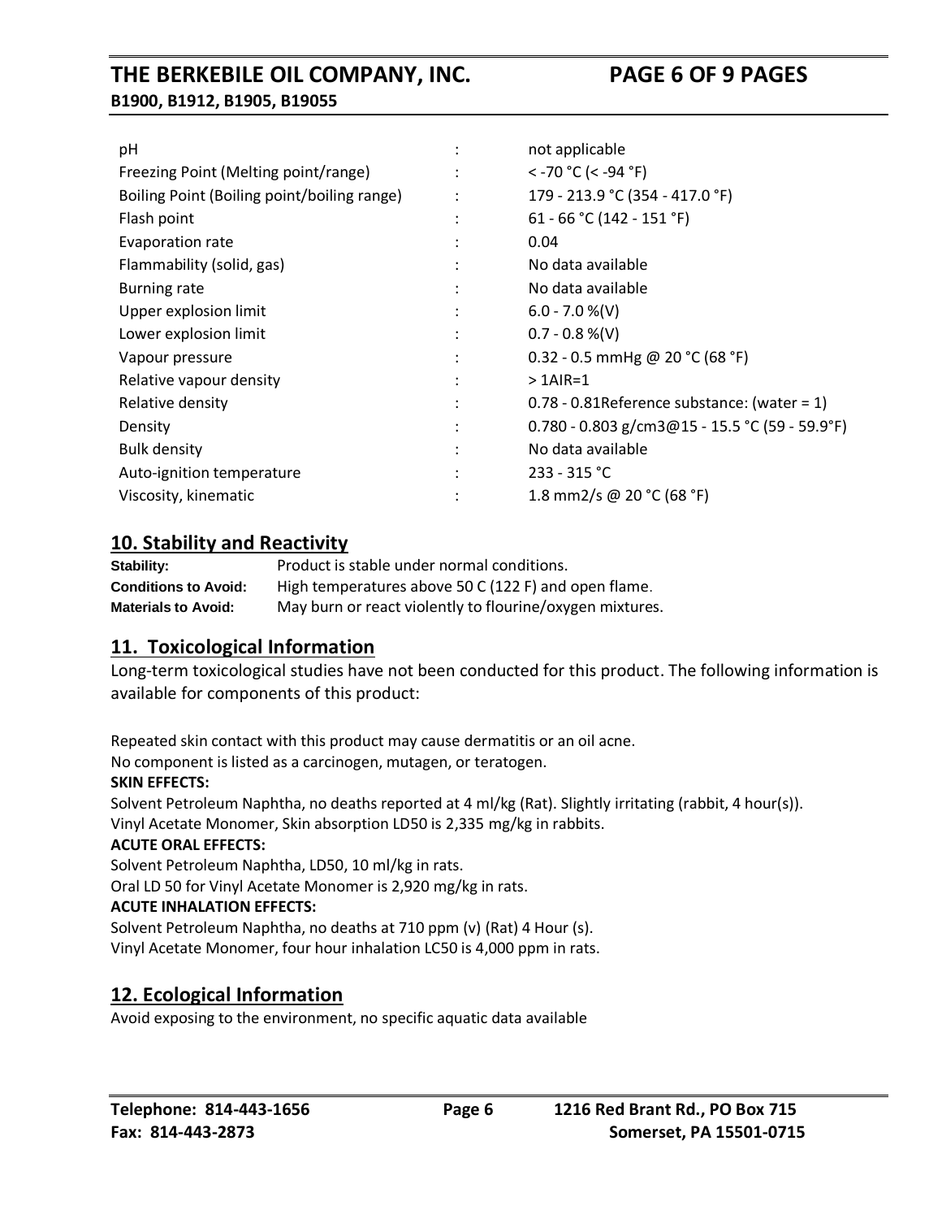| | | |
|---|---|---|
| pH | : | not applicable |
| Freezing Point (Melting point/range) | : | < -70 °C (< -94 °F) |
| Boiling Point (Boiling point/boiling range) | : | 179 - 213.9 °C (354 - 417.0 °F) |
| Flash point | : | 61 - 66 °C (142 - 151 °F) |
| Evaporation rate | : | 0.04 |
| Flammability (solid, gas) | : | No data available |
| Burning rate | : | No data available |
| Upper explosion limit | : | 6.0 - 7.0 %(V) |
| Lower explosion limit | : | 0.7 - 0.8 %(V) |
| Vapour pressure | : | 0.32 - 0.5 mmHg @ 20 °C (68 °F) |
| Relative vapour density | : | > 1AIR=1 |
| Relative density | : | 0.78 - 0.81Reference substance: (water = 1) |
| Density | : | 0.780 - 0.803 g/cm3@15 - 15.5 °C (59 - 59.9°F) |
| Bulk density | : | No data available |
| Auto-ignition temperature | : | 233 - 315 °C |
| Viscosity, kinematic | : | 1.8 mm2/s @ 20 °C (68 °F) |

## 10. Stability and Reactivity

**Stability:** Product is stable under normal conditions.

**Conditions to Avoid:** High temperatures above 50 C (122 F) and open flame.

**Materials to Avoid:** May burn or react violently to flourine/oxygen mixtures.

## 11. Toxicological Information

Long-term toxicological studies have not been conducted for this product. The following information is available for components of this product:

Repeated skin contact with this product may cause dermatitis or an oil acne.
No component is listed as a carcinogen, mutagen, or teratogen.

**SKIN EFFECTS:**

Solvent Petroleum Naphtha, no deaths reported at 4 ml/kg (Rat). Slightly irritating (rabbit, 4 hour(s)).
Vinyl Acetate Monomer, Skin absorption LD50 is 2,335 mg/kg in rabbits.

**ACUTE ORAL EFFECTS:**

Solvent Petroleum Naphtha, LD50, 10 ml/kg in rats.
Oral LD 50 for Vinyl Acetate Monomer is 2,920 mg/kg in rats.

**ACUTE INHALATION EFFECTS:**

Solvent Petroleum Naphtha, no deaths at 710 ppm (v) (Rat) 4 Hour (s).
Vinyl Acetate Monomer, four hour inhalation LC50 is 4,000 ppm in rats.

## 12. Ecological Information

Avoid exposing to the environment, no specific aquatic data available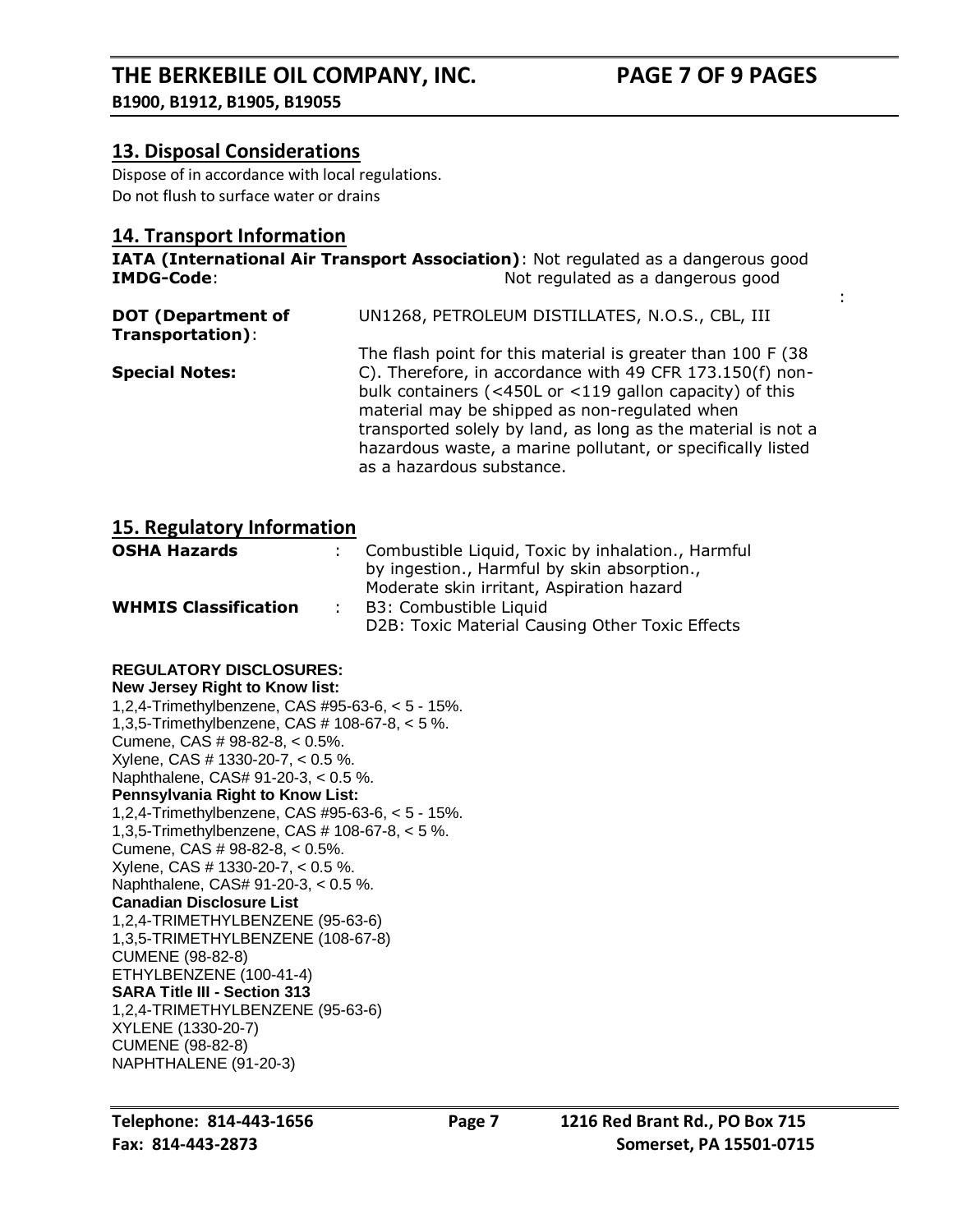## 13. Disposal Considerations

Dispose of in accordance with local regulations.
Do not flush to surface water or drains

## 14. Transport Information

**IATA (International Air Transport Association)**: Not regulated as a dangerous good
**IMDG-Code**: Not regulated as a dangerous good

**DOT (Department of Transportation)**: UN1268, PETROLEUM DISTILLATES, N.O.S., CBL, III

**Special Notes:** The flash point for this material is greater than 100 F (38 C). Therefore, in accordance with 49 CFR 173.150(f) non-bulk containers (<450L or <119 gallon capacity) of this material may be shipped as non-regulated when transported solely by land, as long as the material is not a hazardous waste, a marine pollutant, or specifically listed as a hazardous substance.

## 15. Regulatory Information

**OSHA Hazards** : Combustible Liquid, Toxic by inhalation., Harmful by ingestion., Harmful by skin absorption., Moderate skin irritant, Aspiration hazard

**WHMIS Classification** : B3: Combustible Liquid
D2B: Toxic Material Causing Other Toxic Effects

**REGULATORY DISCLOSURES:**

**New Jersey Right to Know list:**

1,2,4-Trimethylbenzene, CAS #95-63-6, < 5 - 15%.
1,3,5-Trimethylbenzene, CAS # 108-67-8, < 5 %.
Cumene, CAS # 98-82-8, < 0.5%.
Xylene, CAS # 1330-20-7, < 0.5 %.
Naphthalene, CAS# 91-20-3, < 0.5 %.

**Pennsylvania Right to Know List:**

1,2,4-Trimethylbenzene, CAS #95-63-6, < 5 - 15%.
1,3,5-Trimethylbenzene, CAS # 108-67-8, < 5 %.
Cumene, CAS # 98-82-8, < 0.5%.
Xylene, CAS # 1330-20-7, < 0.5 %.
Naphthalene, CAS# 91-20-3, < 0.5 %.

**Canadian Disclosure List**

1,2,4-TRIMETHYLBENZENE (95-63-6)
1,3,5-TRIMETHYLBENZENE (108-67-8)
CUMENE (98-82-8)
ETHYLBENZENE (100-41-4)

**SARA Title III - Section 313**

1,2,4-TRIMETHYLBENZENE (95-63-6)
XYLENE (1330-20-7)
CUMENE (98-82-8)
NAPHTHALENE (91-20-3)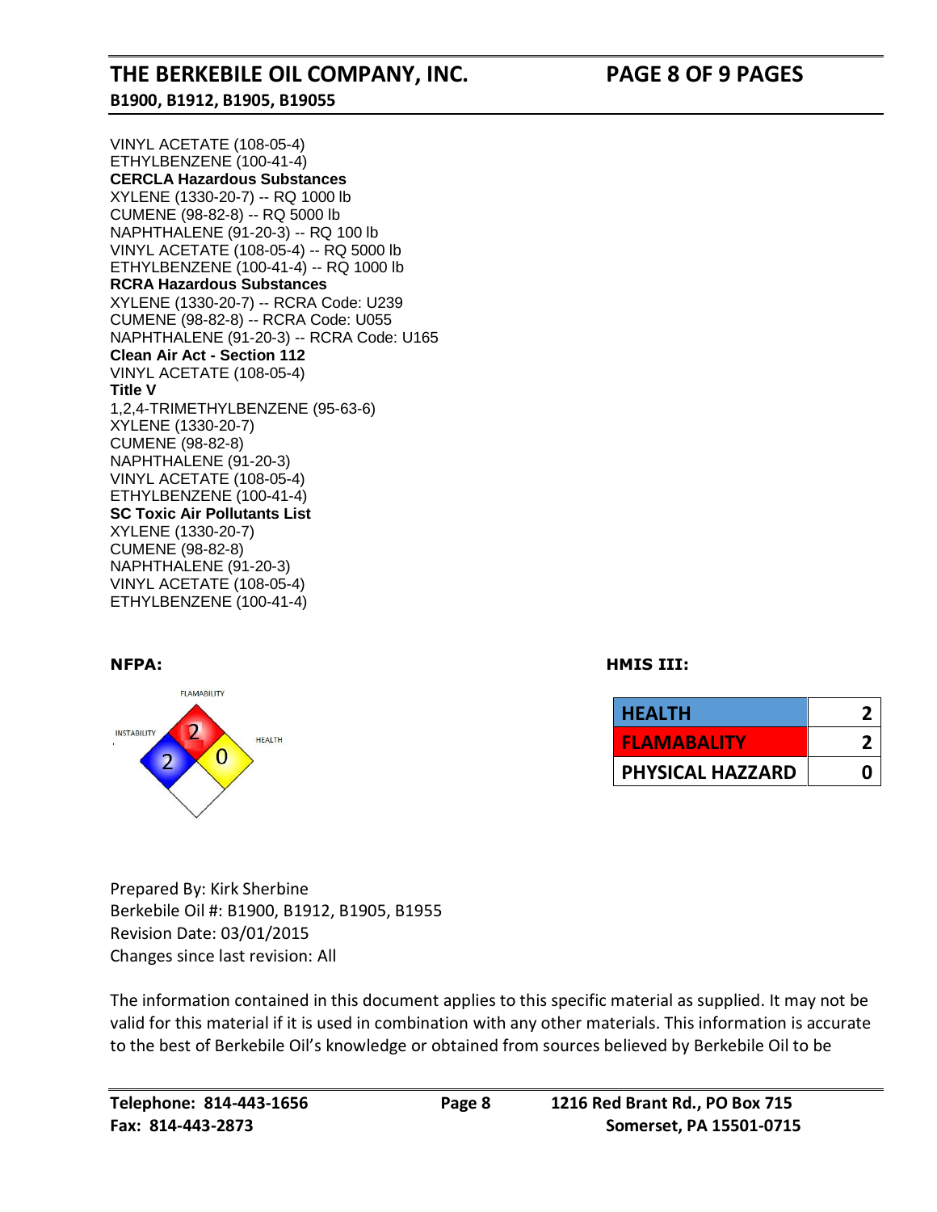VINYL ACETATE (108-05-4)
ETHYLBENZENE (100-41-4)

**CERCLA Hazardous Substances**

XYLENE (1330-20-7) -- RQ 1000 lb
CUMENE (98-82-8) -- RQ 5000 lb
NAPHTHALENE (91-20-3) -- RQ 100 lb
VINYL ACETATE (108-05-4) -- RQ 5000 lb
ETHYLBENZENE (100-41-4) -- RQ 1000 lb

**RCRA Hazardous Substances**

XYLENE (1330-20-7) -- RCRA Code: U239
CUMENE (98-82-8) -- RCRA Code: U055
NAPHTHALENE (91-20-3) -- RCRA Code: U165

**Clean Air Act - Section 112**

VINYL ACETATE (108-05-4)

**Title V**

1,2,4-TRIMETHYLBENZENE (95-63-6)
XYLENE (1330-20-7)
CUMENE (98-82-8)
NAPHTHALENE (91-20-3)
VINYL ACETATE (108-05-4)
ETHYLBENZENE (100-41-4)

**SC Toxic Air Pollutants List**

XYLENE (1330-20-7)
CUMENE (98-82-8)
NAPHTHALENE (91-20-3)
VINYL ACETATE (108-05-4)
ETHYLBENZENE (100-41-4)

**NFPA:**

FLAMABILITY: 2
INSTABILITY: 2
HEALTH: 0

**HMIS III:**

| HEALTH | 2 |
|---|---|
| FLAMABALITY | 2 |
| PHYSICAL HAZZARD | 0 |

Prepared By: Kirk Sherbine
Berkebile Oil #: B1900, B1912, B1905, B1955
Revision Date: 03/01/2015
Changes since last revision: All

The information contained in this document applies to this specific material as supplied. It may not be valid for this material if it is used in combination with any other materials. This information is accurate to the best of Berkebile Oil's knowledge or obtained from sources believed by Berkebile Oil to be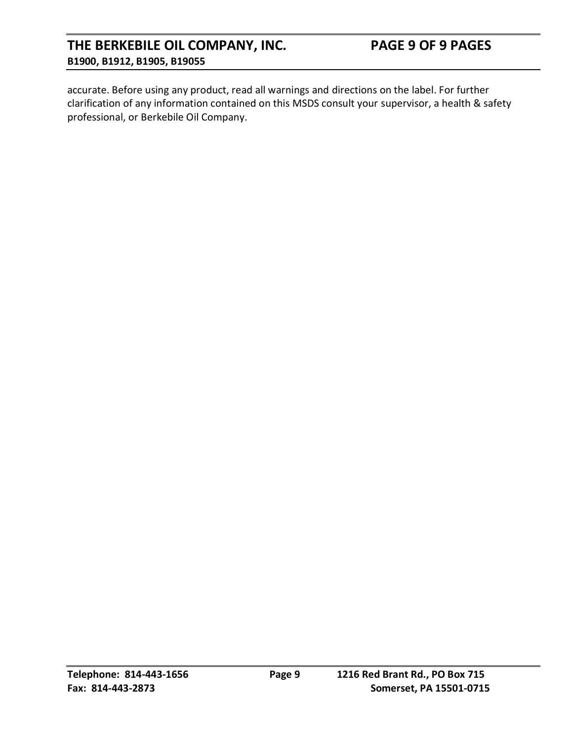accurate. Before using any product, read all warnings and directions on the label. For further clarification of any information contained on this MSDS consult your supervisor, a health & safety professional, or Berkebile Oil Company.